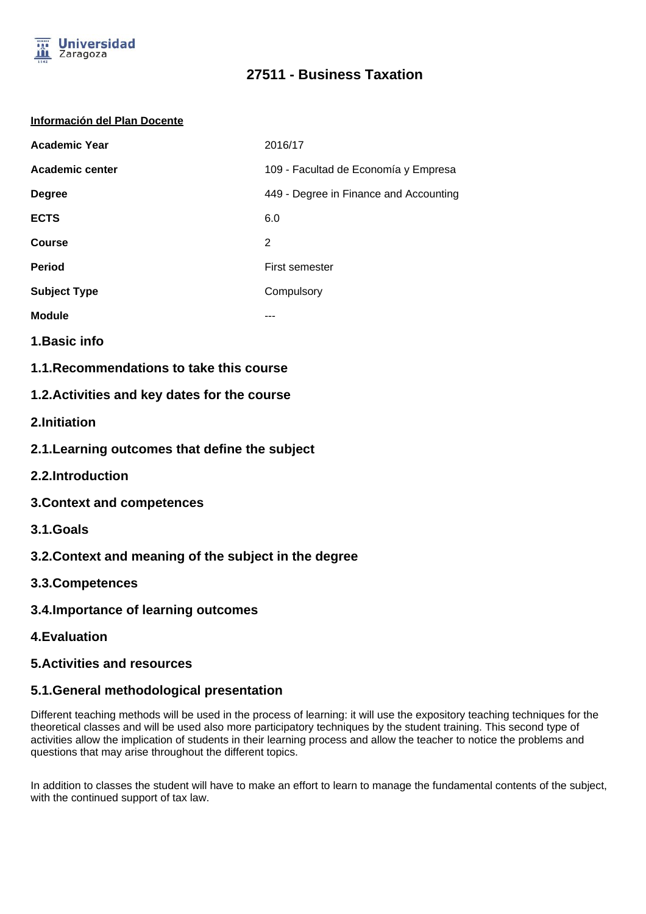# 27511 - Business Taxation

**Información del Plan Docente**

| | |
|---|---|
| **Academic Year** | 2016/17 |
| **Academic center** | 109 - Facultad de Economía y Empresa |
| **Degree** | 449 - Degree in Finance and Accounting |
| **ECTS** | 6.0 |
| **Course** | 2 |
| **Period** | First semester |
| **Subject Type** | Compulsory |
| **Module** | --- |

## 1.Basic info

### 1.1.Recommendations to take this course

### 1.2.Activities and key dates for the course

## 2.Initiation

### 2.1.Learning outcomes that define the subject

### 2.2.Introduction

## 3.Context and competences

### 3.1.Goals

### 3.2.Context and meaning of the subject in the degree

### 3.3.Competences

### 3.4.Importance of learning outcomes

## 4.Evaluation

## 5.Activities and resources

### 5.1.General methodological presentation

Different teaching methods will be used in the process of learning: it will use the expository teaching techniques for the theoretical classes and will be used also more participatory techniques by the student training. This second type of activities allow the implication of students in their learning process and allow the teacher to notice the problems and questions that may arise throughout the different topics.

In addition to classes the student will have to make an effort to learn to manage the fundamental contents of the subject, with the continued support of tax law.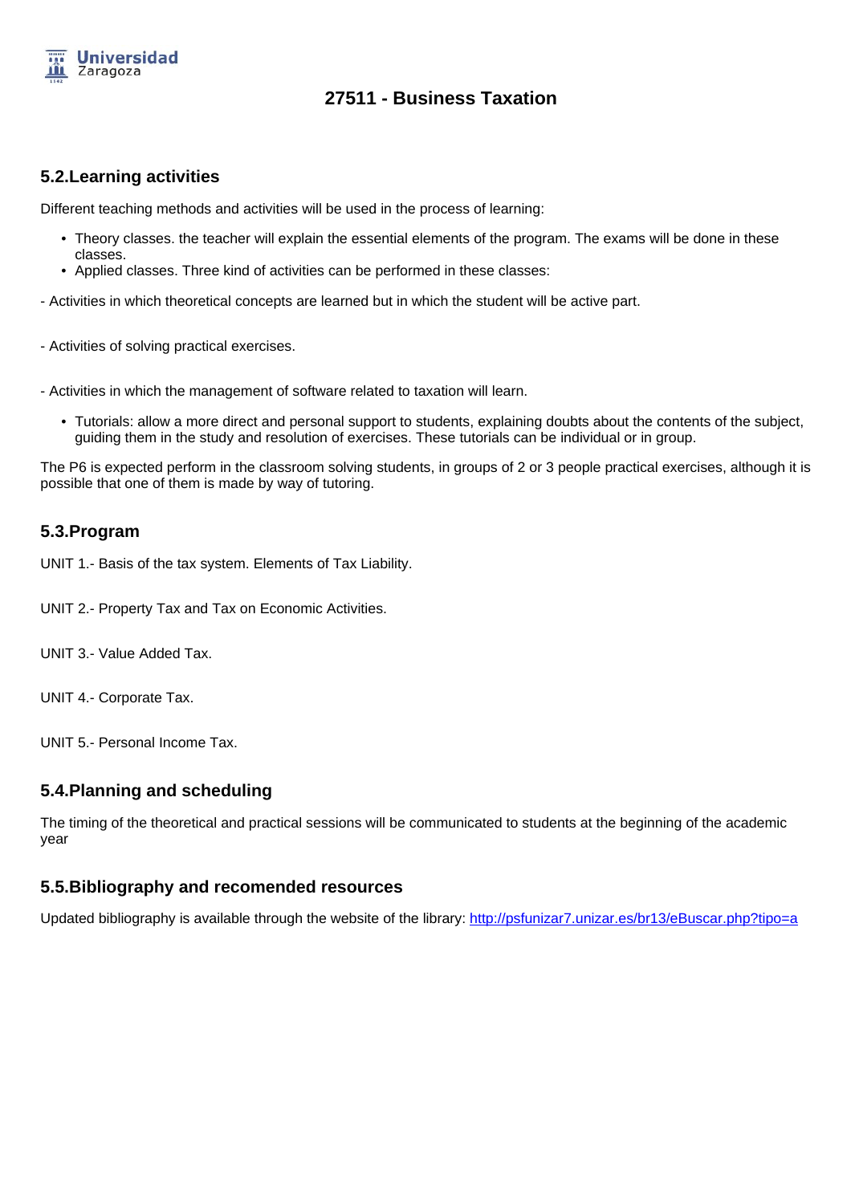# 27511 - Business Taxation

## 5.2.Learning activities

Different teaching methods and activities will be used in the process of learning:

- Theory classes. the teacher will explain the essential elements of the program. The exams will be done in these classes.
- Applied classes. Three kind of activities can be performed in these classes:

- Activities in which theoretical concepts are learned but in which the student will be active part.

- Activities of solving practical exercises.

- Activities in which the management of software related to taxation will learn.

- Tutorials: allow a more direct and personal support to students, explaining doubts about the contents of the subject, guiding them in the study and resolution of exercises. These tutorials can be individual or in group.

The P6 is expected perform in the classroom solving students, in groups of 2 or 3 people practical exercises, although it is possible that one of them is made by way of tutoring.

## 5.3.Program

UNIT 1.- Basis of the tax system. Elements of Tax Liability.

UNIT 2.- Property Tax and Tax on Economic Activities.

UNIT 3.- Value Added Tax.

UNIT 4.- Corporate Tax.

UNIT 5.- Personal Income Tax.

## 5.4.Planning and scheduling

The timing of the theoretical and practical sessions will be communicated to students at the beginning of the academic year

## 5.5.Bibliography and recomended resources

Updated bibliography is available through the website of the library: http://psfunizar7.unizar.es/br13/eBuscar.php?tipo=a